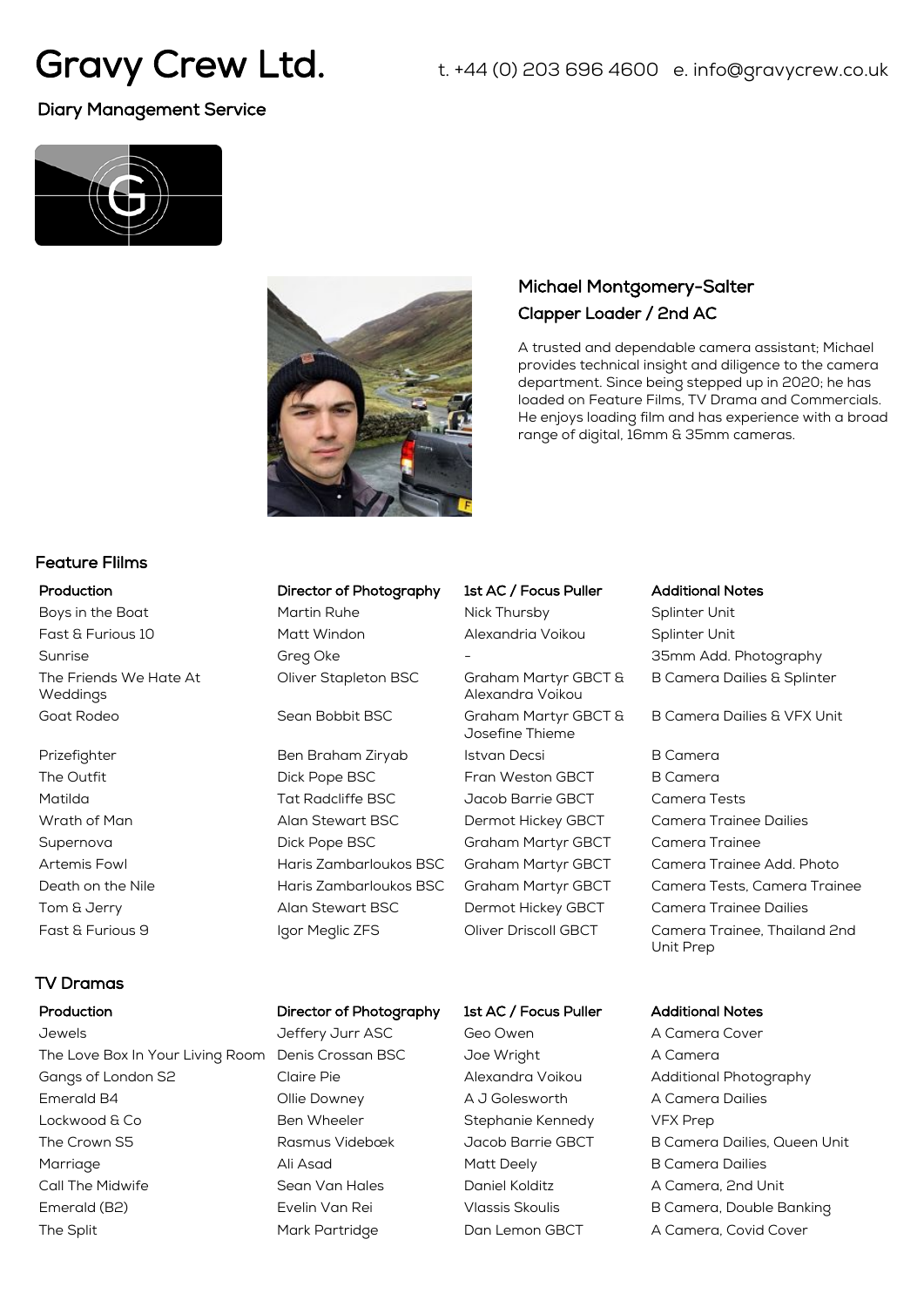# Gravy Crew Ltd.

t. +44 (0) 203 696 4600 e. info@gravycrew.co.uk

## Diary Management Service

### Michael Montgomery-Salter

### Clapper Loader / 2nd AC

A trusted and dependable camera assistant; Michael provides technical insight and diligence to the camera department. Since being stepped up in 2020; he has loaded on Feature Films, TV Drama and Commercials. He enjoys loading film and has experience with a broad range of digital, 16mm & 35mm cameras.

## Feature Flilms

| Production | Director of Photography | 1st AC / Focus Puller | Additional Notes |
|---|---|---|---|
| Boys in the Boat | Martin Ruhe | Nick Thursby | Splinter Unit |
| Fast & Furious 10 | Matt Windon | Alexandria Voikou | Splinter Unit |
| Sunrise | Greg Oke | - | 35mm Add. Photography |
| The Friends We Hate At Weddings | Oliver Stapleton BSC | Graham Martyr GBCT & Alexandra Voikou | B Camera Dailies & Splinter |
| Goat Rodeo | Sean Bobbit BSC | Graham Martyr GBCT & Josefine Thieme | B Camera Dailies & VFX Unit |
| Prizefighter | Ben Braham Ziryab | Istvan Decsi | B Camera |
| The Outfit | Dick Pope BSC | Fran Weston GBCT | B Camera |
| Matilda | Tat Radcliffe BSC | Jacob Barrie GBCT | Camera Tests |
| Wrath of Man | Alan Stewart BSC | Dermot Hickey GBCT | Camera Trainee Dailies |
| Supernova | Dick Pope BSC | Graham Martyr GBCT | Camera Trainee |
| Artemis Fowl | Haris Zambarloukos BSC | Graham Martyr GBCT | Camera Trainee Add. Photo |
| Death on the Nile | Haris Zambarloukos BSC | Graham Martyr GBCT | Camera Tests, Camera Trainee |
| Tom & Jerry | Alan Stewart BSC | Dermot Hickey GBCT | Camera Trainee Dailies |
| Fast & Furious 9 | Igor Meglic ZFS | Oliver Driscoll GBCT | Camera Trainee, Thailand 2nd Unit Prep |

## TV Dramas

| Production | Director of Photography | 1st AC / Focus Puller | Additional Notes |
|---|---|---|---|
| Jewels | Jeffery Jurr ASC | Geo Owen | A Camera Cover |
| The Love Box In Your Living Room | Denis Crossan BSC | Joe Wright | A Camera |
| Gangs of London S2 | Claire Pie | Alexandra Voikou | Additional Photography |
| Emerald B4 | Ollie Downey | A J Golesworth | A Camera Dailies |
| Lockwood & Co | Ben Wheeler | Stephanie Kennedy | VFX Prep |
| The Crown S5 | Rasmus Videbœk | Jacob Barrie GBCT | B Camera Dailies, Queen Unit |
| Marriage | Ali Asad | Matt Deely | B Camera Dailies |
| Call The Midwife | Sean Van Hales | Daniel Kolditz | A Camera, 2nd Unit |
| Emerald (B2) | Evelin Van Rei | Vlassis Skoulis | B Camera, Double Banking |
| The Split | Mark Partridge | Dan Lemon GBCT | A Camera, Covid Cover |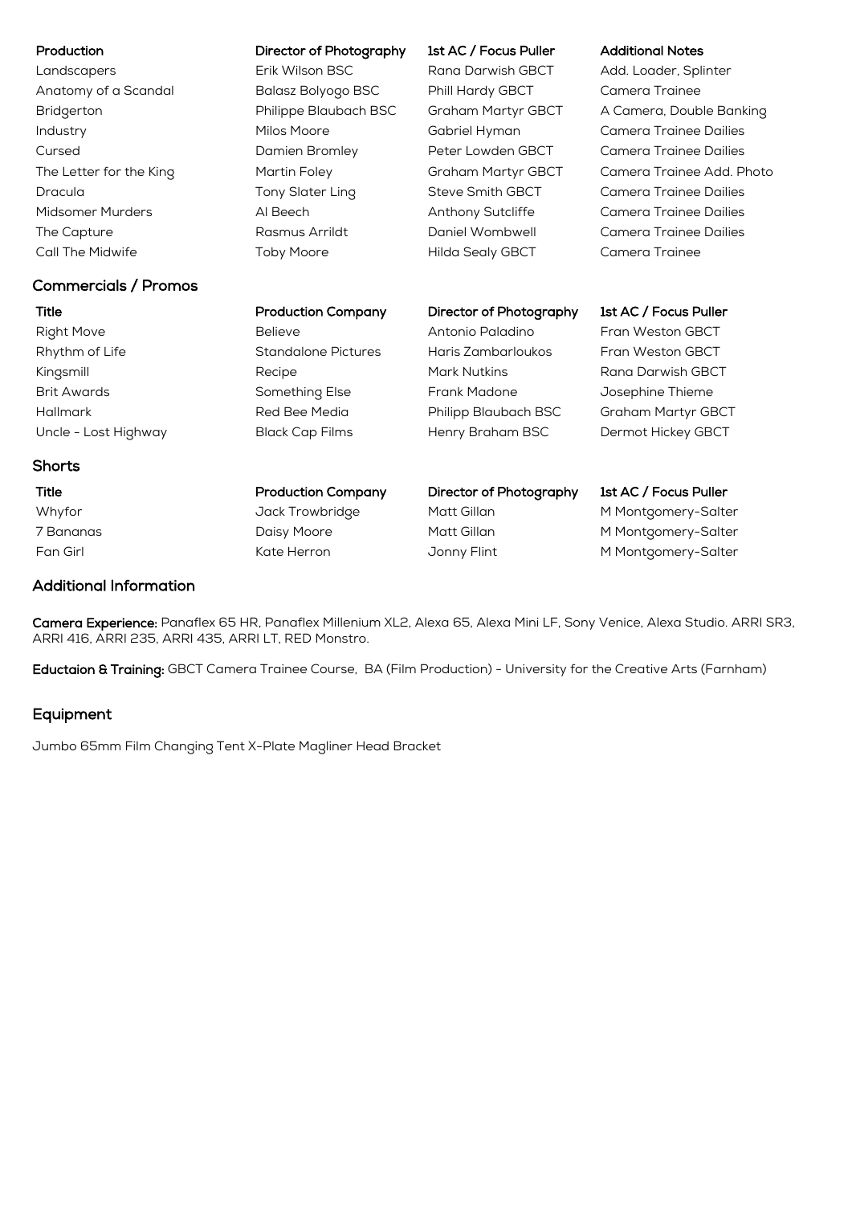| Production | Director of Photography | 1st AC / Focus Puller | Additional Notes |
|---|---|---|---|
| Landscapers | Erik Wilson BSC | Rana Darwish GBCT | Add. Loader, Splinter |
| Anatomy of a Scandal | Balasz Bolyogo BSC | Phill Hardy GBCT | Camera Trainee |
| Bridgerton | Philippe Blaubach BSC | Graham Martyr GBCT | A Camera, Double Banking |
| Industry | Milos Moore | Gabriel Hyman | Camera Trainee Dailies |
| Cursed | Damien Bromley | Peter Lowden GBCT | Camera Trainee Dailies |
| The Letter for the King | Martin Foley | Graham Martyr GBCT | Camera Trainee Add. Photo |
| Dracula | Tony Slater Ling | Steve Smith GBCT | Camera Trainee Dailies |
| Midsomer Murders | Al Beech | Anthony Sutcliffe | Camera Trainee Dailies |
| The Capture | Rasmus Arrildt | Daniel Wombwell | Camera Trainee Dailies |
| Call The Midwife | Toby Moore | Hilda Sealy GBCT | Camera Trainee |

## Commercials / Promos

| Title | Production Company | Director of Photography | 1st AC / Focus Puller |
|---|---|---|---|
| Right Move | Believe | Antonio Paladino | Fran Weston GBCT |
| Rhythm of Life | Standalone Pictures | Haris Zambarloukos | Fran Weston GBCT |
| Kingsmill | Recipe | Mark Nutkins | Rana Darwish GBCT |
| Brit Awards | Something Else | Frank Madone | Josephine Thieme |
| Hallmark | Red Bee Media | Philipp Blaubach BSC | Graham Martyr GBCT |
| Uncle - Lost Highway | Black Cap Films | Henry Braham BSC | Dermot Hickey GBCT |

## Shorts

| Title | Production Company | Director of Photography | 1st AC / Focus Puller |
|---|---|---|---|
| Whyfor | Jack Trowbridge | Matt Gillan | M Montgomery-Salter |
| 7 Bananas | Daisy Moore | Matt Gillan | M Montgomery-Salter |
| Fan Girl | Kate Herron | Jonny Flint | M Montgomery-Salter |

## Additional Information

**Camera Experience:** Panaflex 65 HR, Panaflex Millenium XL2, Alexa 65, Alexa Mini LF, Sony Venice, Alexa Studio. ARRI SR3, ARRI 416, ARRI 235, ARRI 435, ARRI LT, RED Monstro.

**Eductaion & Training:** GBCT Camera Trainee Course, BA (Film Production) - University for the Creative Arts (Farnham)

## Equipment

Jumbo 65mm Film Changing Tent X-Plate Magliner Head Bracket